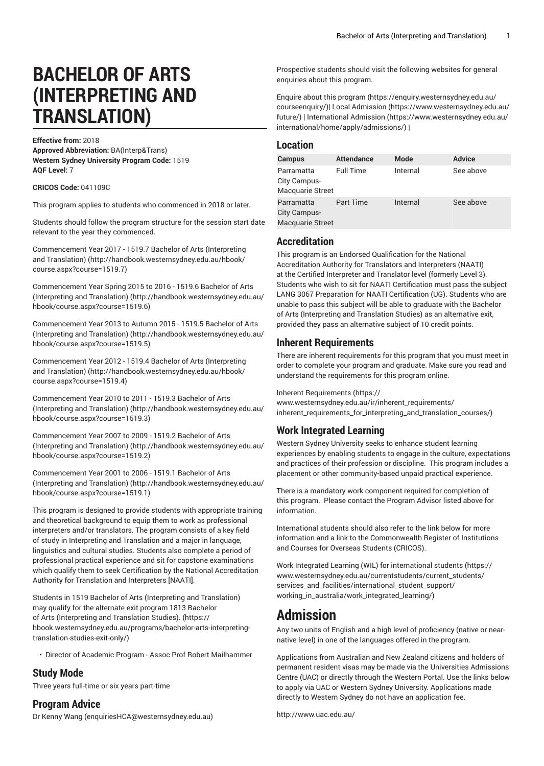# BACHELOR OF ARTS (INTERPRETING AND TRANSLATION)

**Effective from:** 2018
**Approved Abbreviation:** BA(Interp&Trans)
**Western Sydney University Program Code:** 1519
**AQF Level:** 7

**CRICOS Code:** 041109C

This program applies to students who commenced in 2018 or later.

Students should follow the program structure for the session start date relevant to the year they commenced.

Commencement Year 2017 - 1519.7 Bachelor of Arts (Interpreting and Translation) (http://handbook.westernsydney.edu.au/hbook/course.aspx?course=1519.7)

Commencement Year Spring 2015 to 2016 - 1519.6 Bachelor of Arts (Interpreting and Translation) (http://handbook.westernsydney.edu.au/hbook/course.aspx?course=1519.6)

Commencement Year 2013 to Autumn 2015 - 1519.5 Bachelor of Arts (Interpreting and Translation) (http://handbook.westernsydney.edu.au/hbook/course.aspx?course=1519.5)

Commencement Year 2012 - 1519.4 Bachelor of Arts (Interpreting and Translation) (http://handbook.westernsydney.edu.au/hbook/course.aspx?course=1519.4)

Commencement Year 2010 to 2011 - 1519.3 Bachelor of Arts (Interpreting and Translation) (http://handbook.westernsydney.edu.au/hbook/course.aspx?course=1519.3)

Commencement Year 2007 to 2009 - 1519.2 Bachelor of Arts (Interpreting and Translation) (http://handbook.westernsydney.edu.au/hbook/course.aspx?course=1519.2)

Commencement Year 2001 to 2006 - 1519.1 Bachelor of Arts (Interpreting and Translation) (http://handbook.westernsydney.edu.au/hbook/course.aspx?course=1519.1)

This program is designed to provide students with appropriate training and theoretical background to equip them to work as professional interpreters and/or translators. The program consists of a key field of study in Interpreting and Translation and a major in language, linguistics and cultural studies. Students also complete a period of professional practical experience and sit for capstone examinations which qualify them to seek Certification by the National Accreditation Authority for Translation and Interpreters [NAATI].

Students in 1519 Bachelor of Arts (Interpreting and Translation) may qualify for the alternate exit program 1813 Bachelor of Arts (Interpreting and Translation Studies). (https://hbook.westernsydney.edu.au/programs/bachelor-arts-interpreting-translation-studies-exit-only/)

- Director of Academic Program - Assoc Prof Robert Mailhammer

## Study Mode

Three years full-time or six years part-time

## Program Advice

Dr Kenny Wang (enquiriesHCA@westernsydney.edu.au)

Prospective students should visit the following websites for general enquiries about this program.

Enquire about this program (https://enquiry.westernsydney.edu.au/courseenquiry/)| Local Admission (https://www.westernsydney.edu.au/future/) | International Admission (https://www.westernsydney.edu.au/international/home/apply/admissions/) |

## Location

| Campus | Attendance | Mode | Advice |
|---|---|---|---|
| Parramatta City Campus-Macquarie Street | Full Time | Internal | See above |
| Parramatta City Campus-Macquarie Street | Part Time | Internal | See above |

## Accreditation

This program is an Endorsed Qualification for the National Accreditation Authority for Translators and Interpreters (NAATI) at the Certified Interpreter and Translator level (formerly Level 3). Students who wish to sit for NAATI Certification must pass the subject LANG 3067 Preparation for NAATI Certification (UG). Students who are unable to pass this subject will be able to graduate with the Bachelor of Arts (Interpreting and Translation Studies) as an alternative exit, provided they pass an alternative subject of 10 credit points.

## Inherent Requirements

There are inherent requirements for this program that you must meet in order to complete your program and graduate. Make sure you read and understand the requirements for this program online.

Inherent Requirements (https://www.westernsydney.edu.au/ir/inherent_requirements/inherent_requirements_for_interpreting_and_translation_courses/)

## Work Integrated Learning

Western Sydney University seeks to enhance student learning experiences by enabling students to engage in the culture, expectations and practices of their profession or discipline. This program includes a placement or other community-based unpaid practical experience.

There is a mandatory work component required for completion of this program. Please contact the Program Advisor listed above for information.

International students should also refer to the link below for more information and a link to the Commonwealth Register of Institutions and Courses for Overseas Students (CRICOS).

Work Integrated Learning (WIL) for international students (https://www.westernsydney.edu.au/currentstudents/current_students/services_and_facilities/international_student_support/working_in_australia/work_integrated_learning/)

# Admission

Any two units of English and a high level of proficiency (native or near-native level) in one of the languages offered in the program.

Applications from Australian and New Zealand citizens and holders of permanent resident visas may be made via the Universities Admissions Centre (UAC) or directly through the Western Portal. Use the links below to apply via UAC or Western Sydney University. Applications made directly to Western Sydney do not have an application fee.

http://www.uac.edu.au/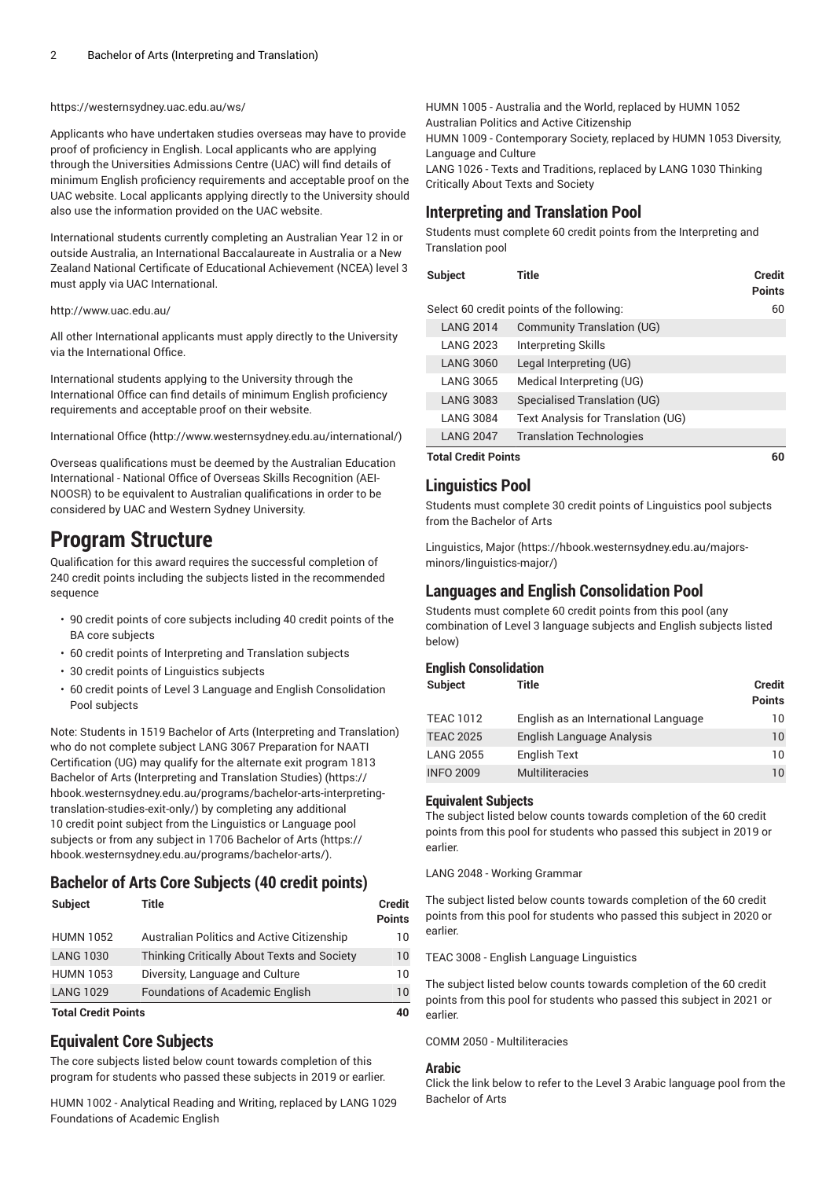https://westernsydney.uac.edu.au/ws/

Applicants who have undertaken studies overseas may have to provide proof of proficiency in English. Local applicants who are applying through the Universities Admissions Centre (UAC) will find details of minimum English proficiency requirements and acceptable proof on the UAC website. Local applicants applying directly to the University should also use the information provided on the UAC website.

International students currently completing an Australian Year 12 in or outside Australia, an International Baccalaureate in Australia or a New Zealand National Certificate of Educational Achievement (NCEA) level 3 must apply via UAC International.

http://www.uac.edu.au/

All other International applicants must apply directly to the University via the International Office.

International students applying to the University through the International Office can find details of minimum English proficiency requirements and acceptable proof on their website.

International Office (http://www.westernsydney.edu.au/international/)

Overseas qualifications must be deemed by the Australian Education International - National Office of Overseas Skills Recognition (AEI-NOOSR) to be equivalent to Australian qualifications in order to be considered by UAC and Western Sydney University.

# Program Structure

Qualification for this award requires the successful completion of 240 credit points including the subjects listed in the recommended sequence

- 90 credit points of core subjects including 40 credit points of the BA core subjects
- 60 credit points of Interpreting and Translation subjects
- 30 credit points of Linguistics subjects
- 60 credit points of Level 3 Language and English Consolidation Pool subjects

Note: Students in 1519 Bachelor of Arts (Interpreting and Translation) who do not complete subject LANG 3067 Preparation for NAATI Certification (UG) may qualify for the alternate exit program 1813 Bachelor of Arts (Interpreting and Translation Studies) (https://hbook.westernsydney.edu.au/programs/bachelor-arts-interpreting-translation-studies-exit-only/) by completing any additional 10 credit point subject from the Linguistics or Language pool subjects or from any subject in 1706 Bachelor of Arts (https://hbook.westernsydney.edu.au/programs/bachelor-arts/).

## Bachelor of Arts Core Subjects (40 credit points)

| Subject | Title | Credit Points |
|---|---|---|
| HUMN 1052 | Australian Politics and Active Citizenship | 10 |
| LANG 1030 | Thinking Critically About Texts and Society | 10 |
| HUMN 1053 | Diversity, Language and Culture | 10 |
| LANG 1029 | Foundations of Academic English | 10 |
| **Total Credit Points** | | **40** |

## Equivalent Core Subjects

The core subjects listed below count towards completion of this program for students who passed these subjects in 2019 or earlier.

HUMN 1002 - Analytical Reading and Writing, replaced by LANG 1029 Foundations of Academic English

HUMN 1005 - Australia and the World, replaced by HUMN 1052 Australian Politics and Active Citizenship

HUMN 1009 - Contemporary Society, replaced by HUMN 1053 Diversity, Language and Culture

LANG 1026 - Texts and Traditions, replaced by LANG 1030 Thinking Critically About Texts and Society

## Interpreting and Translation Pool

Students must complete 60 credit points from the Interpreting and Translation pool

| Subject | Title | Credit Points |
|---|---|---|
| Select 60 credit points of the following: | | 60 |
| LANG 2014 | Community Translation (UG) | |
| LANG 2023 | Interpreting Skills | |
| LANG 3060 | Legal Interpreting (UG) | |
| LANG 3065 | Medical Interpreting (UG) | |
| LANG 3083 | Specialised Translation (UG) | |
| LANG 3084 | Text Analysis for Translation (UG) | |
| LANG 2047 | Translation Technologies | |
| **Total Credit Points** | | **60** |

## Linguistics Pool

Students must complete 30 credit points of Linguistics pool subjects from the Bachelor of Arts

Linguistics, Major (https://hbook.westernsydney.edu.au/majors-minors/linguistics-major/)

## Languages and English Consolidation Pool

Students must complete 60 credit points from this pool (any combination of Level 3 language subjects and English subjects listed below)

### English Consolidation

| Subject | Title | Credit Points |
|---|---|---|
| TEAC 1012 | English as an International Language | 10 |
| TEAC 2025 | English Language Analysis | 10 |
| LANG 2055 | English Text | 10 |
| INFO 2009 | Multiliteracies | 10 |

### Equivalent Subjects

The subject listed below counts towards completion of the 60 credit points from this pool for students who passed this subject in 2019 or earlier.

LANG 2048 - Working Grammar

The subject listed below counts towards completion of the 60 credit points from this pool for students who passed this subject in 2020 or earlier.

TEAC 3008 - English Language Linguistics

The subject listed below counts towards completion of the 60 credit points from this pool for students who passed this subject in 2021 or earlier.

COMM 2050 - Multiliteracies

### Arabic

Click the link below to refer to the Level 3 Arabic language pool from the Bachelor of Arts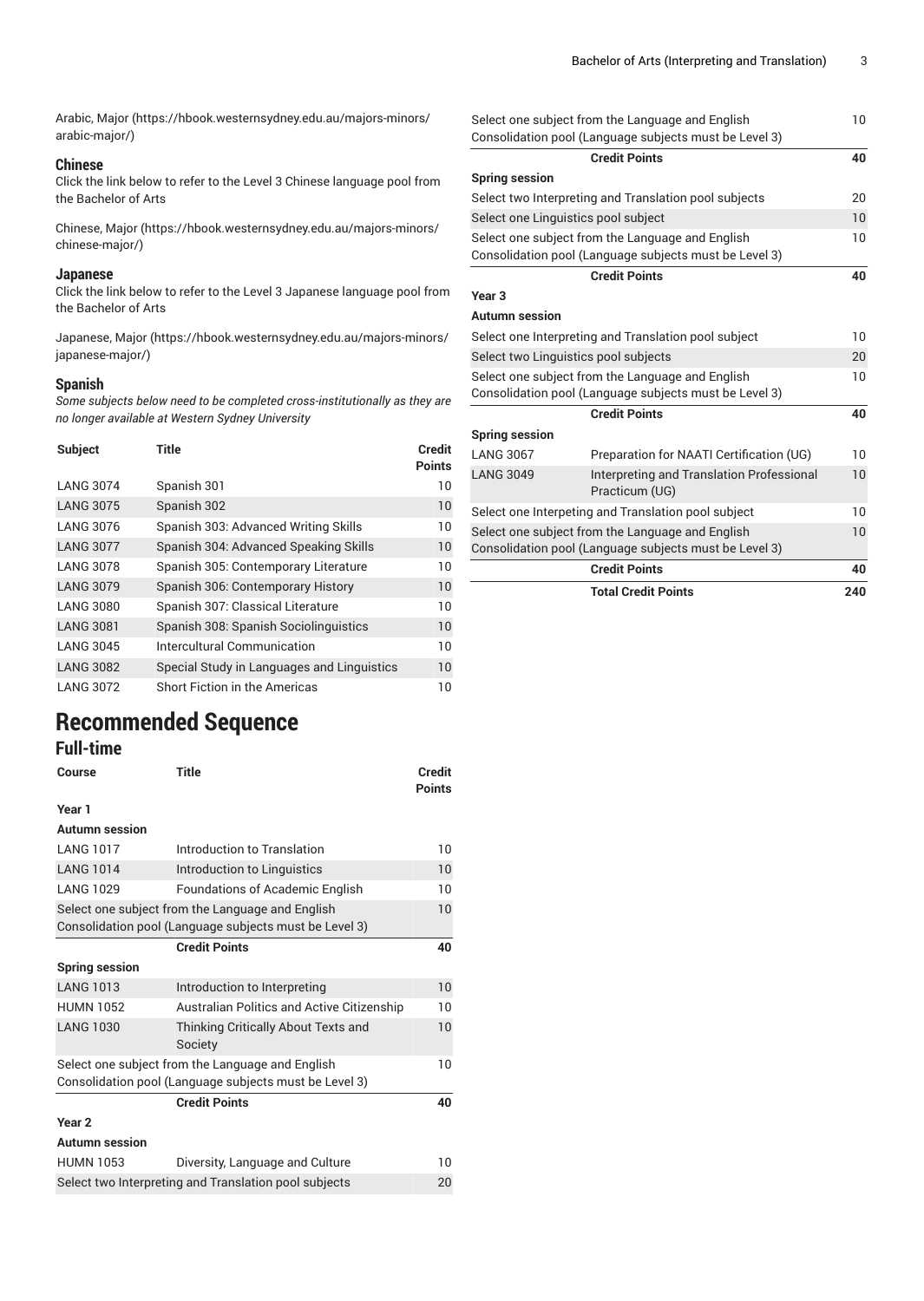Arabic, Major (https://hbook.westernsydney.edu.au/majors-minors/arabic-major/)

### Chinese

Click the link below to refer to the Level 3 Chinese language pool from the Bachelor of Arts

Chinese, Major (https://hbook.westernsydney.edu.au/majors-minors/chinese-major/)

### Japanese

Click the link below to refer to the Level 3 Japanese language pool from the Bachelor of Arts

Japanese, Major (https://hbook.westernsydney.edu.au/majors-minors/japanese-major/)

### Spanish

*Some subjects below need to be completed cross-institutionally as they are no longer available at Western Sydney University*

| Subject | Title | Credit Points |
|---|---|---|
| LANG 3074 | Spanish 301 | 10 |
| LANG 3075 | Spanish 302 | 10 |
| LANG 3076 | Spanish 303: Advanced Writing Skills | 10 |
| LANG 3077 | Spanish 304: Advanced Speaking Skills | 10 |
| LANG 3078 | Spanish 305: Contemporary Literature | 10 |
| LANG 3079 | Spanish 306: Contemporary History | 10 |
| LANG 3080 | Spanish 307: Classical Literature | 10 |
| LANG 3081 | Spanish 308: Spanish Sociolinguistics | 10 |
| LANG 3045 | Intercultural Communication | 10 |
| LANG 3082 | Special Study in Languages and Linguistics | 10 |
| LANG 3072 | Short Fiction in the Americas | 10 |

# Recommended Sequence

## Full-time

| Course | Title | Credit Points |
|---|---|---|
| **Year 1** | | |
| **Autumn session** | | |
| LANG 1017 | Introduction to Translation | 10 |
| LANG 1014 | Introduction to Linguistics | 10 |
| LANG 1029 | Foundations of Academic English | 10 |
| Select one subject from the Language and English Consolidation pool (Language subjects must be Level 3) | | 10 |
| | **Credit Points** | **40** |
| **Spring session** | | |
| LANG 1013 | Introduction to Interpreting | 10 |
| HUMN 1052 | Australian Politics and Active Citizenship | 10 |
| LANG 1030 | Thinking Critically About Texts and Society | 10 |
| Select one subject from the Language and English Consolidation pool (Language subjects must be Level 3) | | 10 |
| | **Credit Points** | **40** |
| **Year 2** | | |
| **Autumn session** | | |
| HUMN 1053 | Diversity, Language and Culture | 10 |
| Select two Interpreting and Translation pool subjects | | 20 |
| Select one subject from the Language and English Consolidation pool (Language subjects must be Level 3) | | 10 |
| | **Credit Points** | **40** |
| **Spring session** | | |
| Select two Interpreting and Translation pool subjects | | 20 |
| Select one Linguistics pool subject | | 10 |
| Select one subject from the Language and English Consolidation pool (Language subjects must be Level 3) | | 10 |
| | **Credit Points** | **40** |
| **Year 3** | | |
| **Autumn session** | | |
| Select one Interpreting and Translation pool subject | | 10 |
| Select two Linguistics pool subjects | | 20 |
| Select one subject from the Language and English Consolidation pool (Language subjects must be Level 3) | | 10 |
| | **Credit Points** | **40** |
| **Spring session** | | |
| LANG 3067 | Preparation for NAATI Certification (UG) | 10 |
| LANG 3049 | Interpreting and Translation Professional Practicum (UG) | 10 |
| Select one Interpeting and Translation pool subject | | 10 |
| Select one subject from the Language and English Consolidation pool (Language subjects must be Level 3) | | 10 |
| | **Credit Points** | **40** |
| | **Total Credit Points** | **240** |